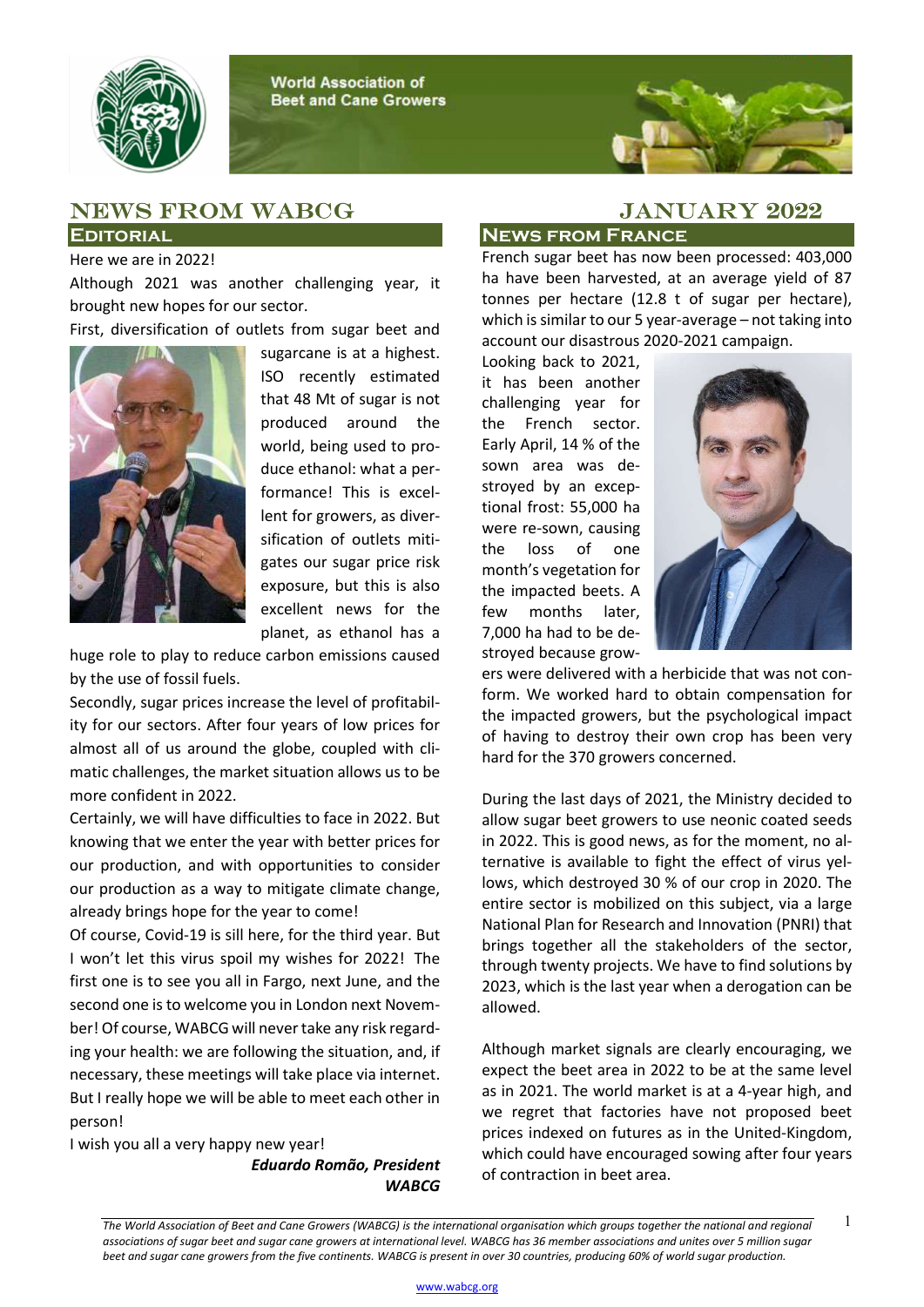World Association of Beet and Cane Growers

# NEWS FROM WABCG

# JANUARY 2022

## Editorial

Here we are in 2022!

Although 2021 was another challenging year, it brought new hopes for our sector.

First, diversification of outlets from sugar beet and sugarcane is at a highest. ISO recently estimated that 48 Mt of sugar is not produced around the world, being used to produce ethanol: what a performance! This is excellent for growers, as diversification of outlets mitigates our sugar price risk exposure, but this is also excellent news for the planet, as ethanol has a huge role to play to reduce carbon emissions caused by the use of fossil fuels.

Secondly, sugar prices increase the level of profitability for our sectors. After four years of low prices for almost all of us around the globe, coupled with climatic challenges, the market situation allows us to be more confident in 2022.

Certainly, we will have difficulties to face in 2022. But knowing that we enter the year with better prices for our production, and with opportunities to consider our production as a way to mitigate climate change, already brings hope for the year to come!

Of course, Covid-19 is sill here, for the third year. But I won't let this virus spoil my wishes for 2022! The first one is to see you all in Fargo, next June, and the second one is to welcome you in London next November! Of course, WABCG will never take any risk regarding your health: we are following the situation, and, if necessary, these meetings will take place via internet. But I really hope we will be able to meet each other in person!

I wish you all a very happy new year!

***Eduardo Romão, President WABCG***

## News from France

French sugar beet has now been processed: 403,000 ha have been harvested, at an average yield of 87 tonnes per hectare (12.8 t of sugar per hectare), which is similar to our 5 year-average – not taking into account our disastrous 2020-2021 campaign.

Looking back to 2021, it has been another challenging year for the French sector. Early April, 14 % of the sown area was destroyed by an exceptional frost: 55,000 ha were re-sown, causing the loss of one month's vegetation for the impacted beets. A few months later, 7,000 ha had to be destroyed because growers were delivered with a herbicide that was not conform. We worked hard to obtain compensation for the impacted growers, but the psychological impact of having to destroy their own crop has been very hard for the 370 growers concerned.

During the last days of 2021, the Ministry decided to allow sugar beet growers to use neonic coated seeds in 2022. This is good news, as for the moment, no alternative is available to fight the effect of virus yellows, which destroyed 30 % of our crop in 2020. The entire sector is mobilized on this subject, via a large National Plan for Research and Innovation (PNRI) that brings together all the stakeholders of the sector, through twenty projects. We have to find solutions by 2023, which is the last year when a derogation can be allowed.

Although market signals are clearly encouraging, we expect the beet area in 2022 to be at the same level as in 2021. The world market is at a 4-year high, and we regret that factories have not proposed beet prices indexed on futures as in the United-Kingdom, which could have encouraged sowing after four years of contraction in beet area.

*The World Association of Beet and Cane Growers (WABCG) is the international organisation which groups together the national and regional associations of sugar beet and sugar cane growers at international level. WABCG has 36 member associations and unites over 5 million sugar beet and sugar cane growers from the five continents. WABCG is present in over 30 countries, producing 60% of world sugar production.*

www.wabcg.org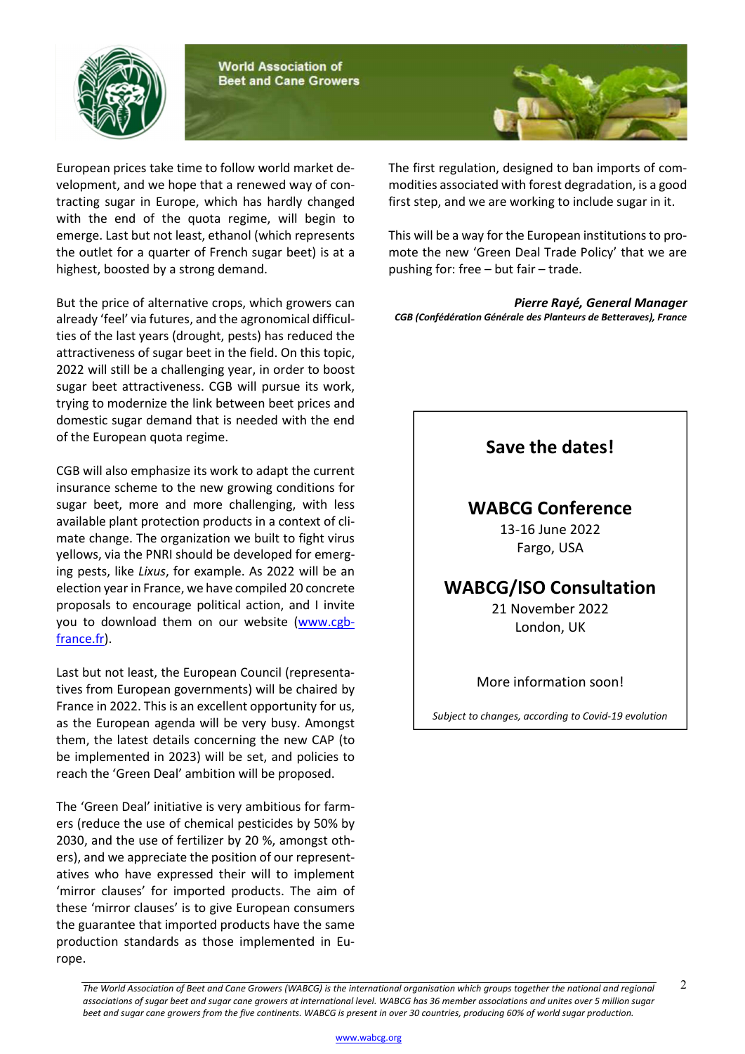European prices take time to follow world market development, and we hope that a renewed way of contracting sugar in Europe, which has hardly changed with the end of the quota regime, will begin to emerge. Last but not least, ethanol (which represents the outlet for a quarter of French sugar beet) is at a highest, boosted by a strong demand.

But the price of alternative crops, which growers can already 'feel' via futures, and the agronomical difficulties of the last years (drought, pests) has reduced the attractiveness of sugar beet in the field. On this topic, 2022 will still be a challenging year, in order to boost sugar beet attractiveness. CGB will pursue its work, trying to modernize the link between beet prices and domestic sugar demand that is needed with the end of the European quota regime.

CGB will also emphasize its work to adapt the current insurance scheme to the new growing conditions for sugar beet, more and more challenging, with less available plant protection products in a context of climate change. The organization we built to fight virus yellows, via the PNRI should be developed for emerging pests, like *Lixus*, for example. As 2022 will be an election year in France, we have compiled 20 concrete proposals to encourage political action, and I invite you to download them on our website ([www.cgb-france.fr](http://www.cgb-france.fr)).

Last but not least, the European Council (representatives from European governments) will be chaired by France in 2022. This is an excellent opportunity for us, as the European agenda will be very busy. Amongst them, the latest details concerning the new CAP (to be implemented in 2023) will be set, and policies to reach the 'Green Deal' ambition will be proposed.

The 'Green Deal' initiative is very ambitious for farmers (reduce the use of chemical pesticides by 50% by 2030, and the use of fertilizer by 20 %, amongst others), and we appreciate the position of our representatives who have expressed their will to implement 'mirror clauses' for imported products. The aim of these 'mirror clauses' is to give European consumers the guarantee that imported products have the same production standards as those implemented in Europe.

The first regulation, designed to ban imports of commodities associated with forest degradation, is a good first step, and we are working to include sugar in it.

This will be a way for the European institutions to promote the new 'Green Deal Trade Policy' that we are pushing for: free – but fair – trade.

***Pierre Rayé, General Manager***
***CGB (Confédération Générale des Planteurs de Betteraves), France***

## Save the dates!

### WABCG Conference

13-16 June 2022
Fargo, USA

### WABCG/ISO Consultation

21 November 2022
London, UK

More information soon!

*Subject to changes, according to Covid-19 evolution*

*The World Association of Beet and Cane Growers (WABCG) is the international organisation which groups together the national and regional associations of sugar beet and sugar cane growers at international level. WABCG has 36 member associations and unites over 5 million sugar beet and sugar cane growers from the five continents. WABCG is present in over 30 countries, producing 60% of world sugar production.*

[www.wabcg.org](http://www.wabcg.org)